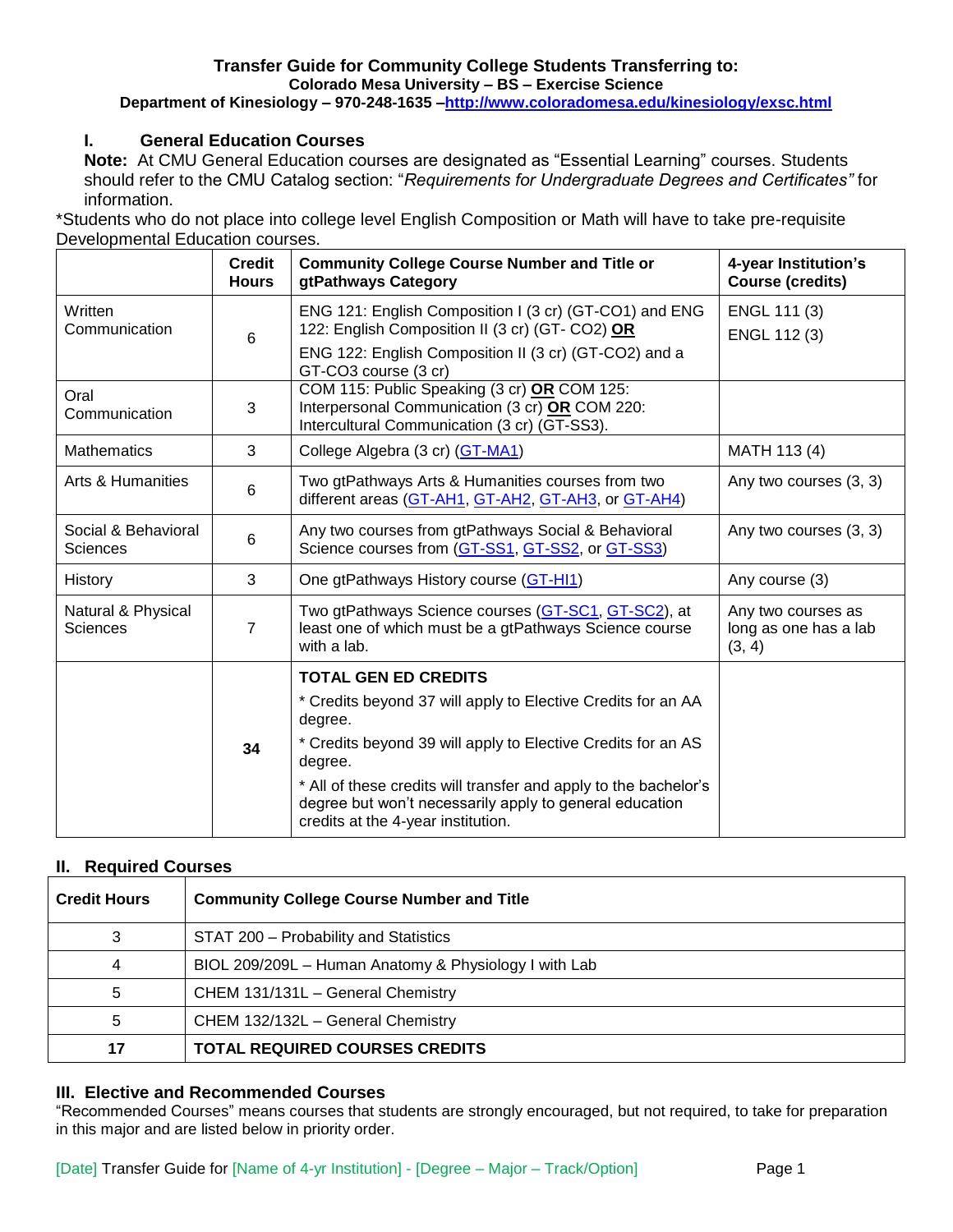**Transfer Guide for Community College Students Transferring to:**
**Colorado Mesa University – BS – Exercise Science**
**Department of Kinesiology – 970-248-1635 –http://www.coloradomesa.edu/kinesiology/exsc.html**

## I. General Education Courses

**Note:** At CMU General Education courses are designated as "Essential Learning" courses. Students should refer to the CMU Catalog section: "*Requirements for Undergraduate Degrees and Certificates"* for information.

*Students who do not place into college level English Composition or Math will have to take pre-requisite Developmental Education courses.

| | Credit Hours | Community College Course Number and Title or gtPathways Category | 4-year Institution's Course (credits) |
|---|---|---|---|
| Written Communication | 6 | ENG 121: English Composition I (3 cr) (GT-CO1) and ENG 122: English Composition II (3 cr) (GT- CO2) **OR** ENG 122: English Composition II (3 cr) (GT-CO2) and a GT-CO3 course (3 cr) | ENGL 111 (3) ENGL 112 (3) |
| Oral Communication | 3 | COM 115: Public Speaking (3 cr) **OR** COM 125: Interpersonal Communication (3 cr) **OR** COM 220: Intercultural Communication (3 cr) (GT-SS3). | |
| Mathematics | 3 | College Algebra (3 cr) (GT-MA1) | MATH 113 (4) |
| Arts & Humanities | 6 | Two gtPathways Arts & Humanities courses from two different areas (GT-AH1, GT-AH2, GT-AH3, or GT-AH4) | Any two courses (3, 3) |
| Social & Behavioral Sciences | 6 | Any two courses from gtPathways Social & Behavioral Science courses from (GT-SS1, GT-SS2, or GT-SS3) | Any two courses (3, 3) |
| History | 3 | One gtPathways History course (GT-HI1) | Any course (3) |
| Natural & Physical Sciences | 7 | Two gtPathways Science courses (GT-SC1, GT-SC2), at least one of which must be a gtPathways Science course with a lab. | Any two courses as long as one has a lab (3, 4) |
| | **34** | **TOTAL GEN ED CREDITS** * Credits beyond 37 will apply to Elective Credits for an AA degree. * Credits beyond 39 will apply to Elective Credits for an AS degree. * All of these credits will transfer and apply to the bachelor's degree but won't necessarily apply to general education credits at the 4-year institution. | |

## II. Required Courses

| Credit Hours | Community College Course Number and Title |
|---|---|
| 3 | STAT 200 – Probability and Statistics |
| 4 | BIOL 209/209L – Human Anatomy & Physiology I with Lab |
| 5 | CHEM 131/131L – General Chemistry |
| 5 | CHEM 132/132L – General Chemistry |
| **17** | **TOTAL REQUIRED COURSES CREDITS** |

## III. Elective and Recommended Courses

"Recommended Courses" means courses that students are strongly encouraged, but not required, to take for preparation in this major and are listed below in priority order.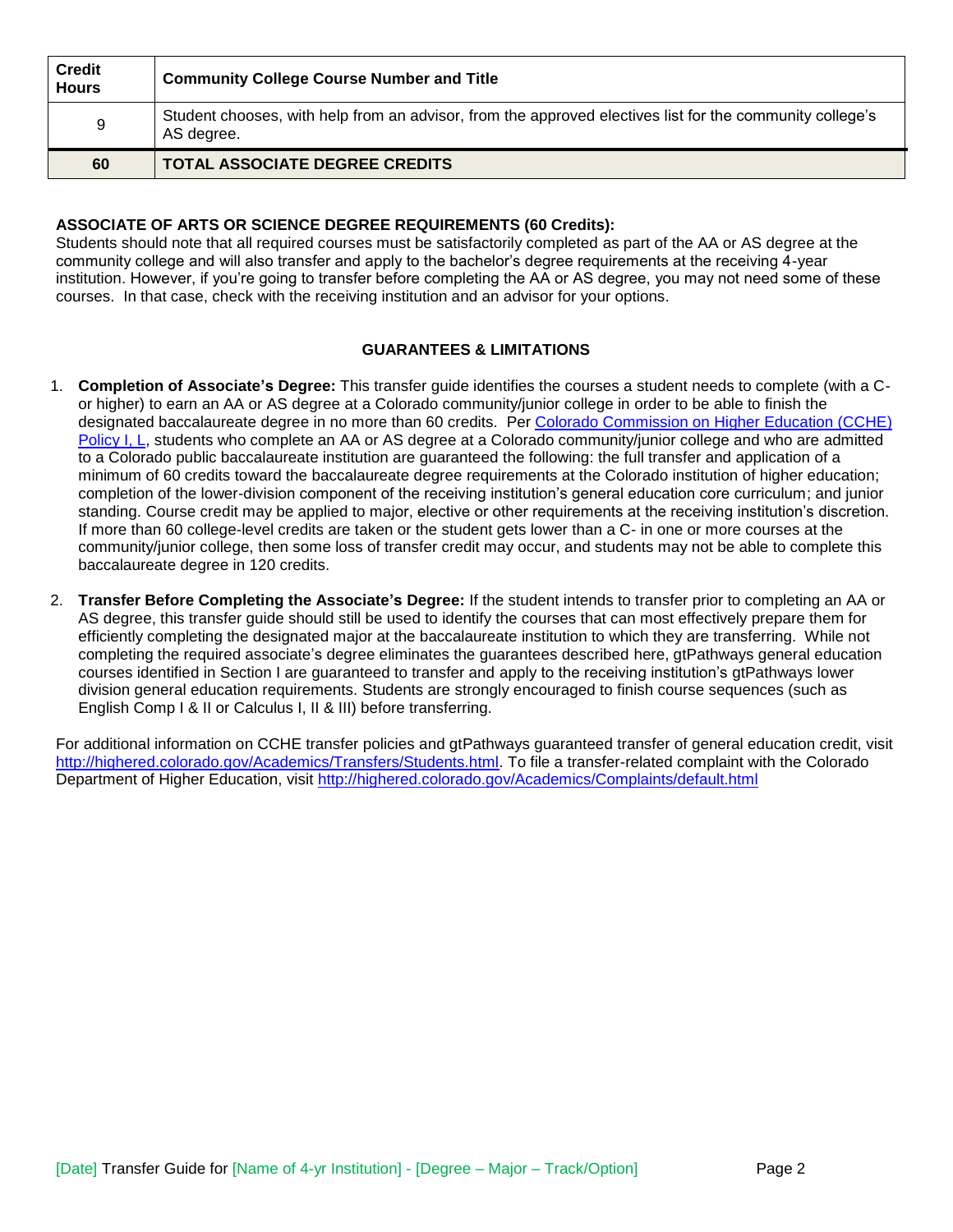| Credit Hours | Community College Course Number and Title |
|---|---|
| 9 | Student chooses, with help from an advisor, from the approved electives list for the community college's AS degree. |
| **60** | **TOTAL ASSOCIATE DEGREE CREDITS** |

**ASSOCIATE OF ARTS OR SCIENCE DEGREE REQUIREMENTS (60 Credits):**
Students should note that all required courses must be satisfactorily completed as part of the AA or AS degree at the community college and will also transfer and apply to the bachelor's degree requirements at the receiving 4-year institution. However, if you're going to transfer before completing the AA or AS degree, you may not need some of these courses. In that case, check with the receiving institution and an advisor for your options.

**GUARANTEES & LIMITATIONS**

1. **Completion of Associate's Degree:** This transfer guide identifies the courses a student needs to complete (with a C- or higher) to earn an AA or AS degree at a Colorado community/junior college in order to be able to finish the designated baccalaureate degree in no more than 60 credits. Per Colorado Commission on Higher Education (CCHE) Policy I, L, students who complete an AA or AS degree at a Colorado community/junior college and who are admitted to a Colorado public baccalaureate institution are guaranteed the following: the full transfer and application of a minimum of 60 credits toward the baccalaureate degree requirements at the Colorado institution of higher education; completion of the lower-division component of the receiving institution's general education core curriculum; and junior standing. Course credit may be applied to major, elective or other requirements at the receiving institution's discretion. If more than 60 college-level credits are taken or the student gets lower than a C- in one or more courses at the community/junior college, then some loss of transfer credit may occur, and students may not be able to complete this baccalaureate degree in 120 credits.

2. **Transfer Before Completing the Associate's Degree:** If the student intends to transfer prior to completing an AA or AS degree, this transfer guide should still be used to identify the courses that can most effectively prepare them for efficiently completing the designated major at the baccalaureate institution to which they are transferring. While not completing the required associate's degree eliminates the guarantees described here, gtPathways general education courses identified in Section I are guaranteed to transfer and apply to the receiving institution's gtPathways lower division general education requirements. Students are strongly encouraged to finish course sequences (such as English Comp I & II or Calculus I, II & III) before transferring.

For additional information on CCHE transfer policies and gtPathways guaranteed transfer of general education credit, visit http://highered.colorado.gov/Academics/Transfers/Students.html. To file a transfer-related complaint with the Colorado Department of Higher Education, visit http://highered.colorado.gov/Academics/Complaints/default.html